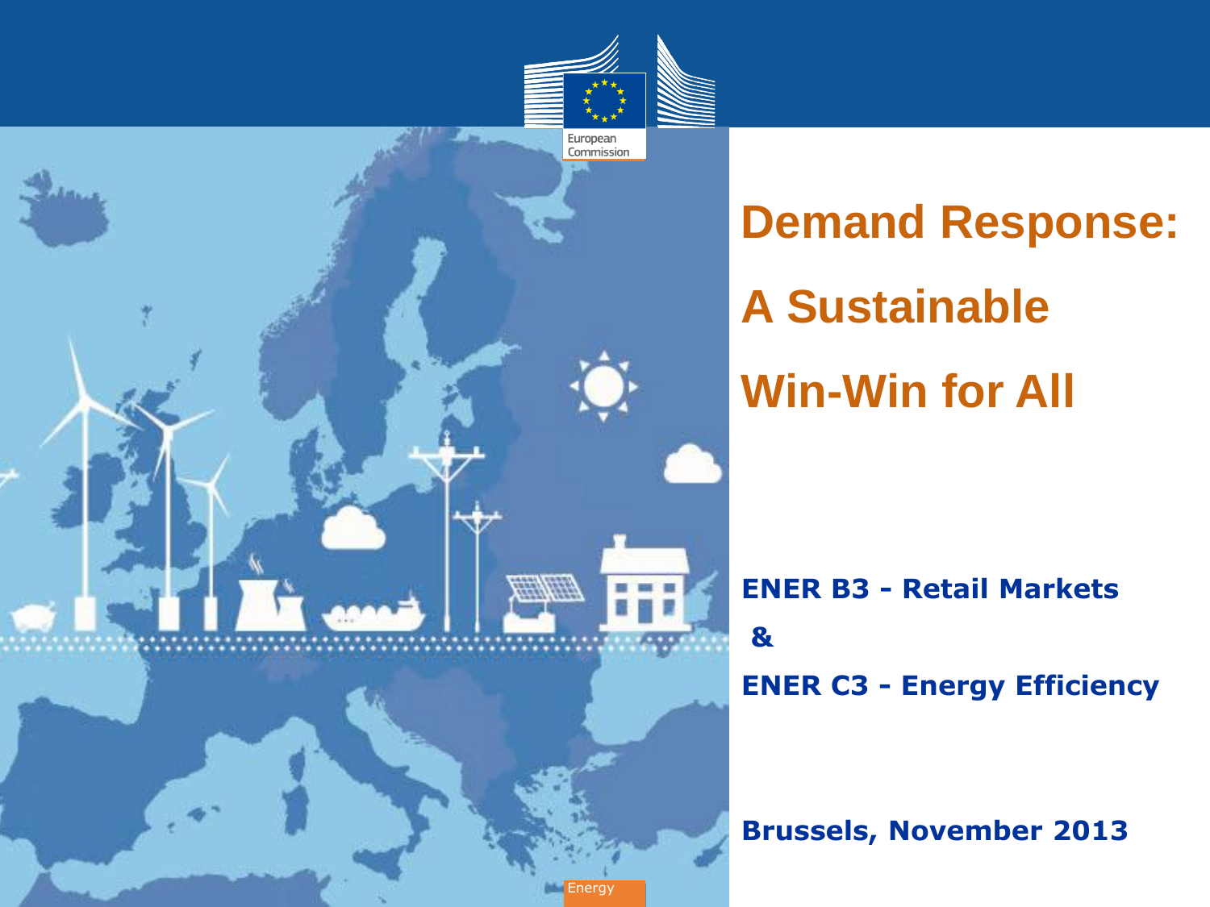# Demand Response: A Sustainable Win-Win for All

**ENER B3 - Retail Markets**

**&**

**ENER C3 - Energy Efficiency**

**Brussels, November 2013**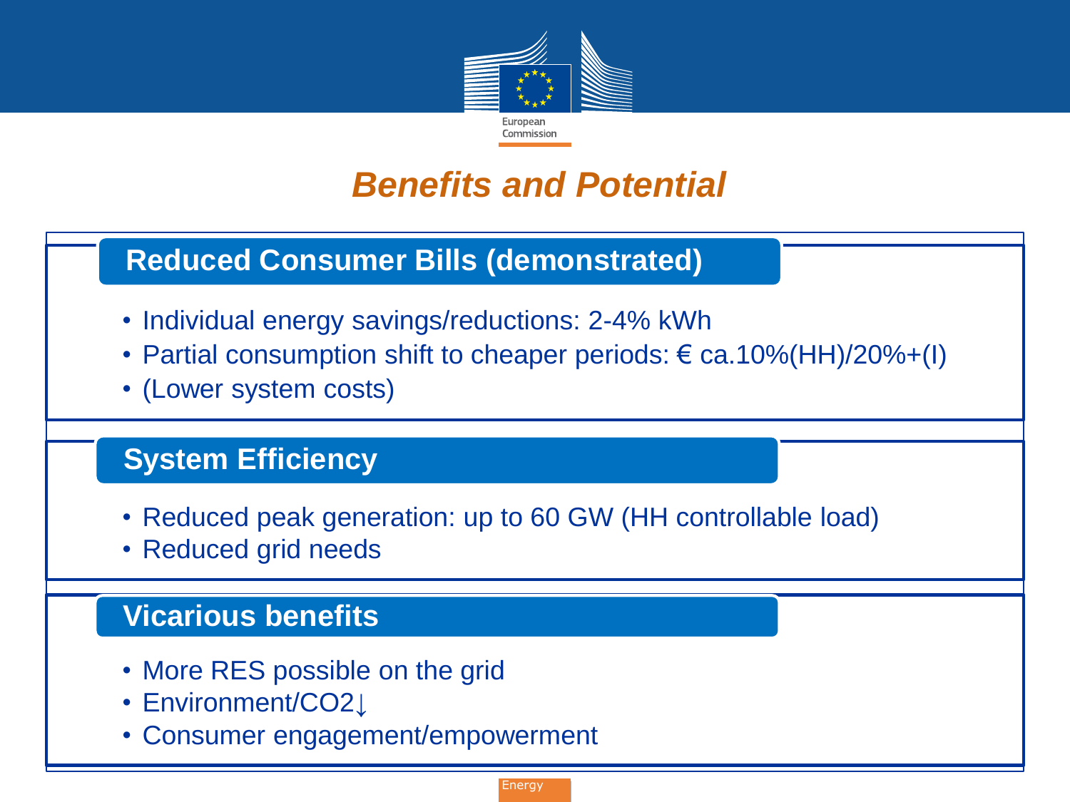# *Benefits and Potential*

## Reduced Consumer Bills (demonstrated)

- Individual energy savings/reductions: 2-4% kWh
- Partial consumption shift to cheaper periods: € ca.10%(HH)/20%+(I)
- (Lower system costs)

## System Efficiency

- Reduced peak generation: up to 60 GW (HH controllable load)
- Reduced grid needs

## Vicarious benefits

- More RES possible on the grid
- Environment/$CO_2$↓
- Consumer engagement/empowerment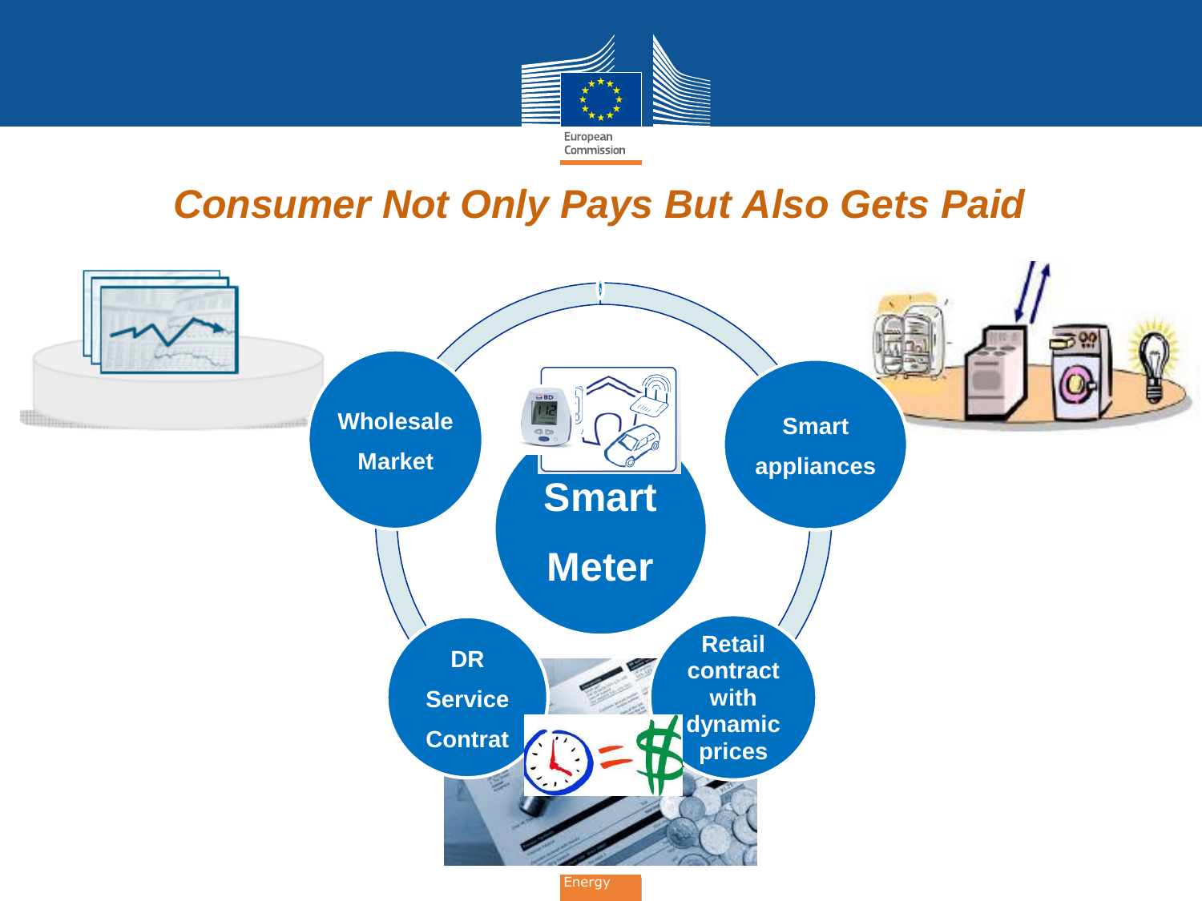# Consumer Not Only Pays But Also Gets Paid

Wholesale Market

Smart appliances

Smart Meter

DR Service Contrat

Retail contract with dynamic prices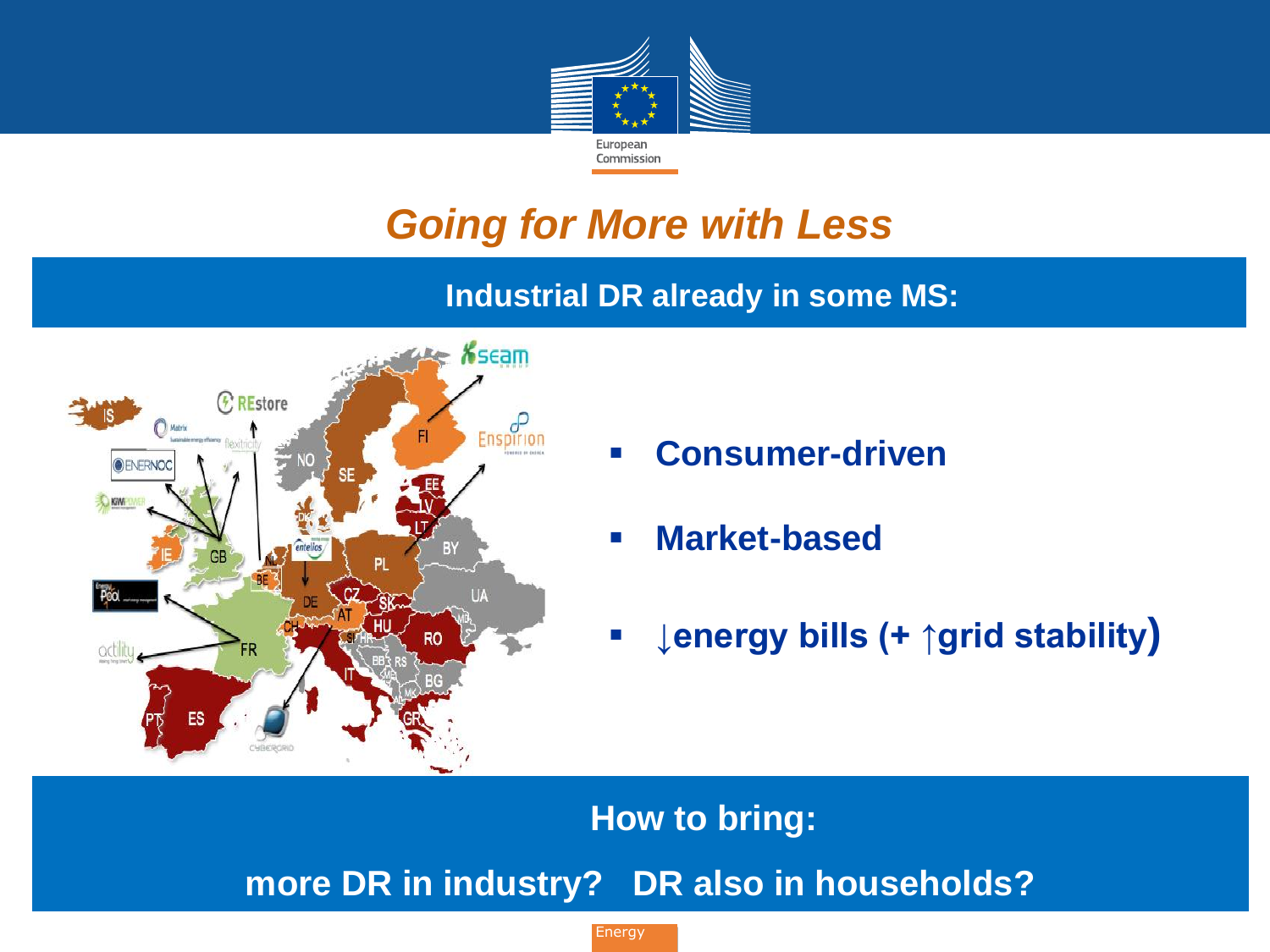# *Going for More with Less*

**Industrial DR already in some MS:**

- **Consumer-driven**
- **Market-based**
- **↓energy bills (+ ↑grid stability)**

**How to bring:**

**more DR in industry? DR also in households?**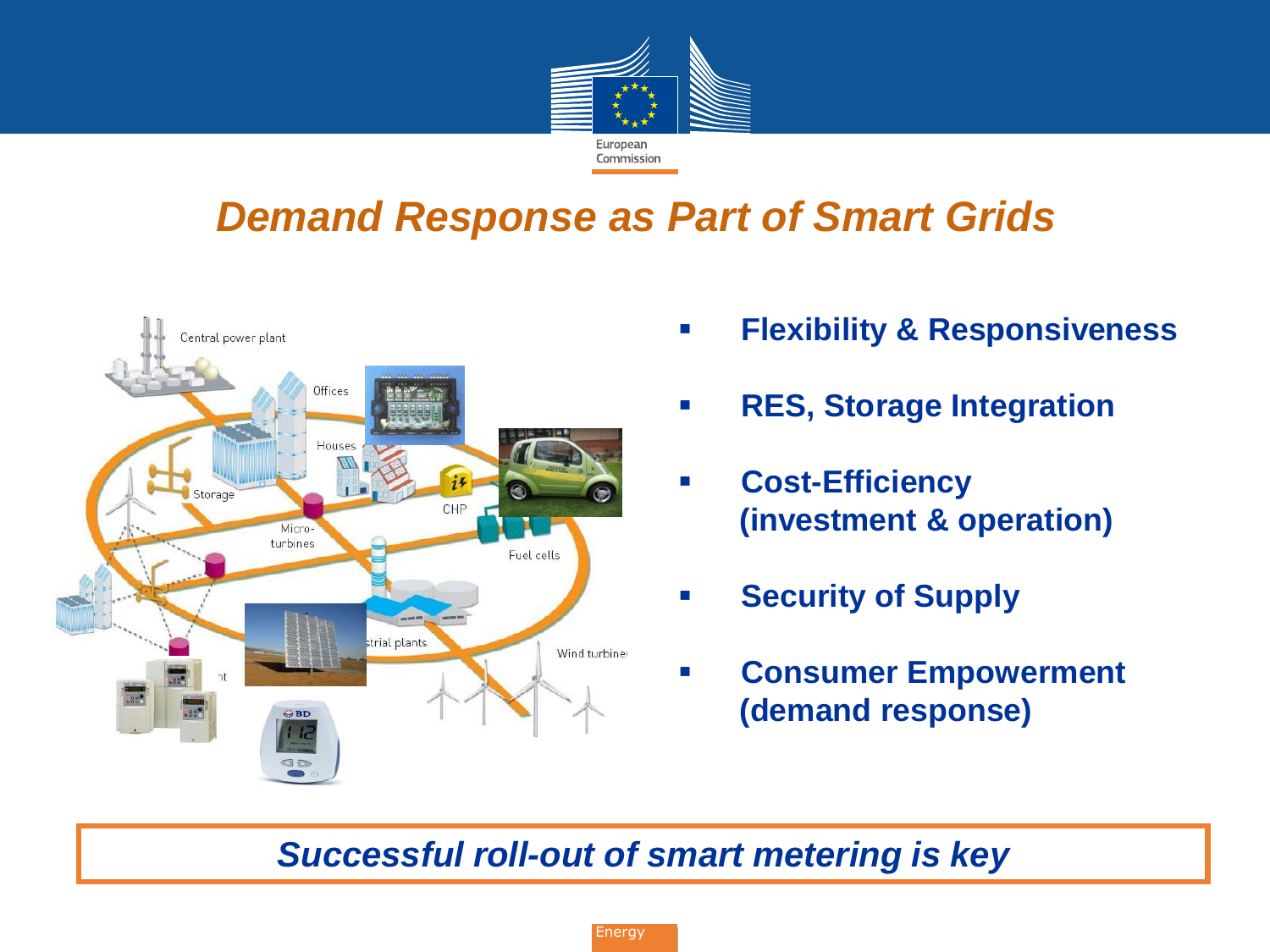# Demand Response as Part of Smart Grids

- **Flexibility & Responsiveness**
- **RES, Storage Integration**
- **Cost-Efficiency (investment & operation)**
- **Security of Supply**
- **Consumer Empowerment (demand response)**

***Successful roll-out of smart metering is key***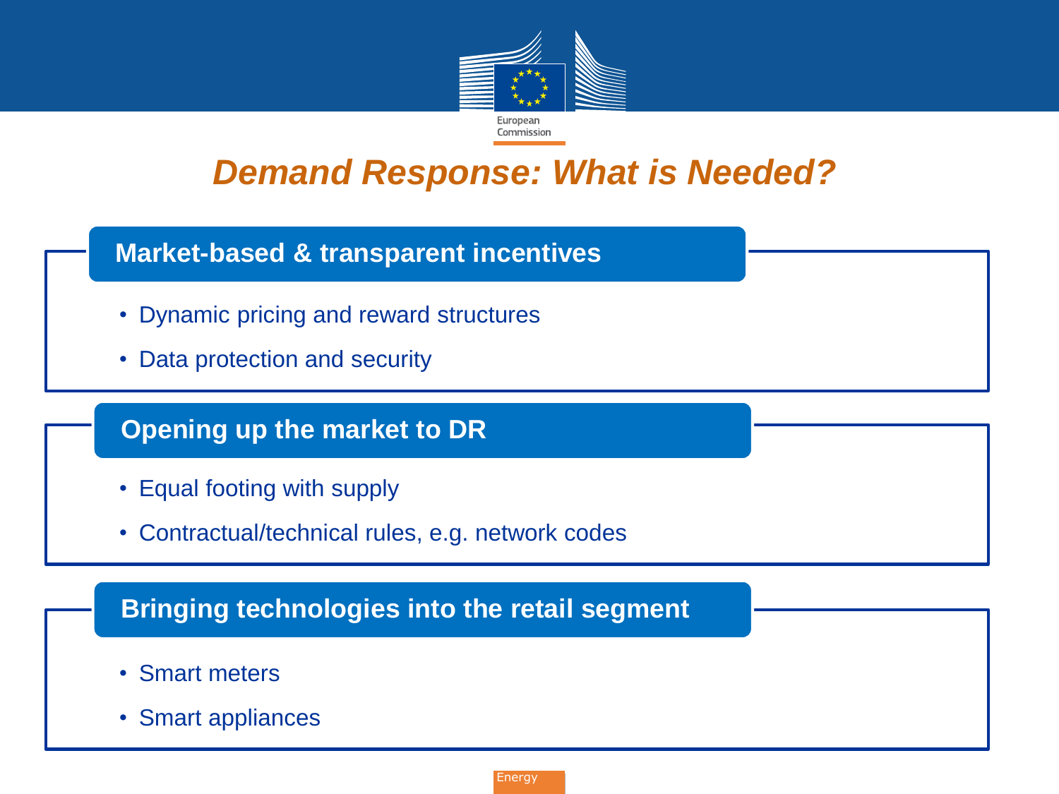# *Demand Response: What is Needed?*

## Market-based & transparent incentives

- Dynamic pricing and reward structures
- Data protection and security

## Opening up the market to DR

- Equal footing with supply
- Contractual/technical rules, e.g. network codes

## Bringing technologies into the retail segment

- Smart meters
- Smart appliances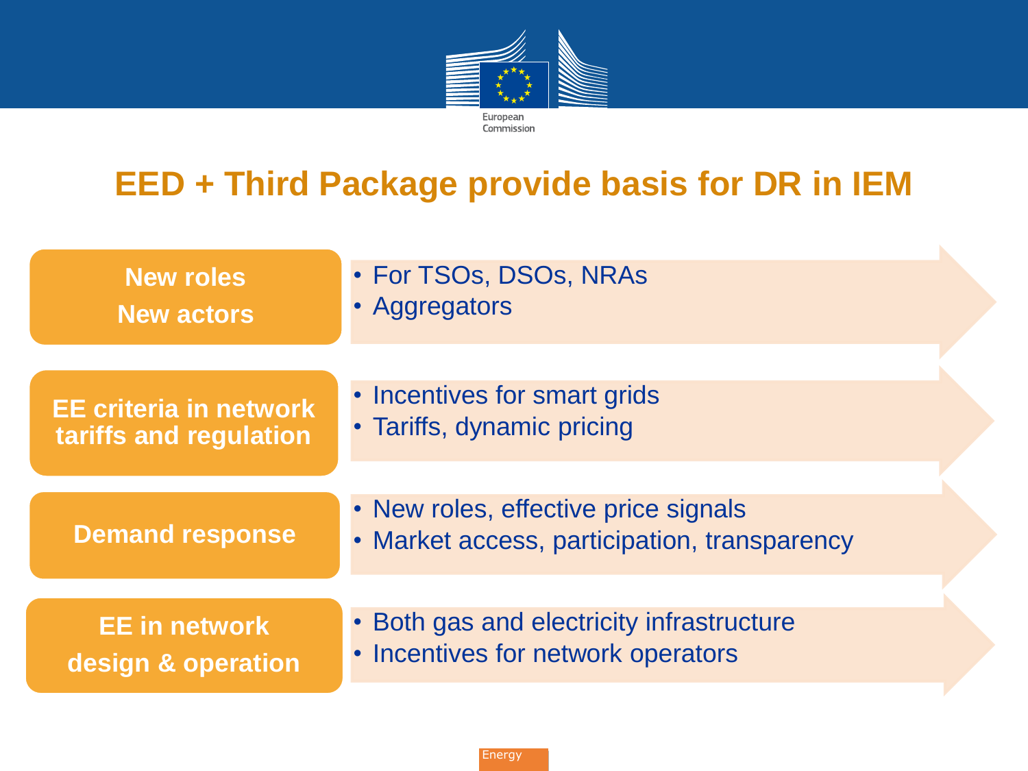# EED + Third Package provide basis for DR in IEM

**New roles**
**New actors**

- For TSOs, DSOs, NRAs
- Aggregators

**EE criteria in network tariffs and regulation**

- Incentives for smart grids
- Tariffs, dynamic pricing

**Demand response**

- New roles, effective price signals
- Market access, participation, transparency

**EE in network design & operation**

- Both gas and electricity infrastructure
- Incentives for network operators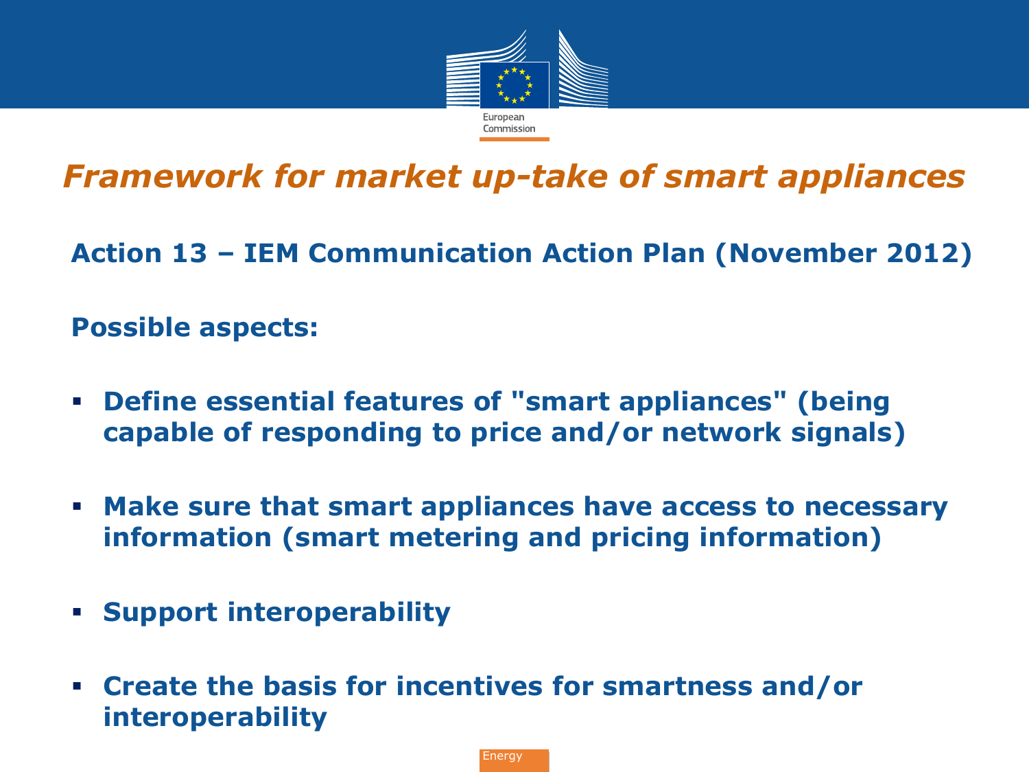# *Framework for market up-take of smart appliances*

**Action 13 – IEM Communication Action Plan (November 2012)**

**Possible aspects:**

- **Define essential features of "smart appliances" (being capable of responding to price and/or network signals)**
- **Make sure that smart appliances have access to necessary information (smart metering and pricing information)**
- **Support interoperability**
- **Create the basis for incentives for smartness and/or interoperability**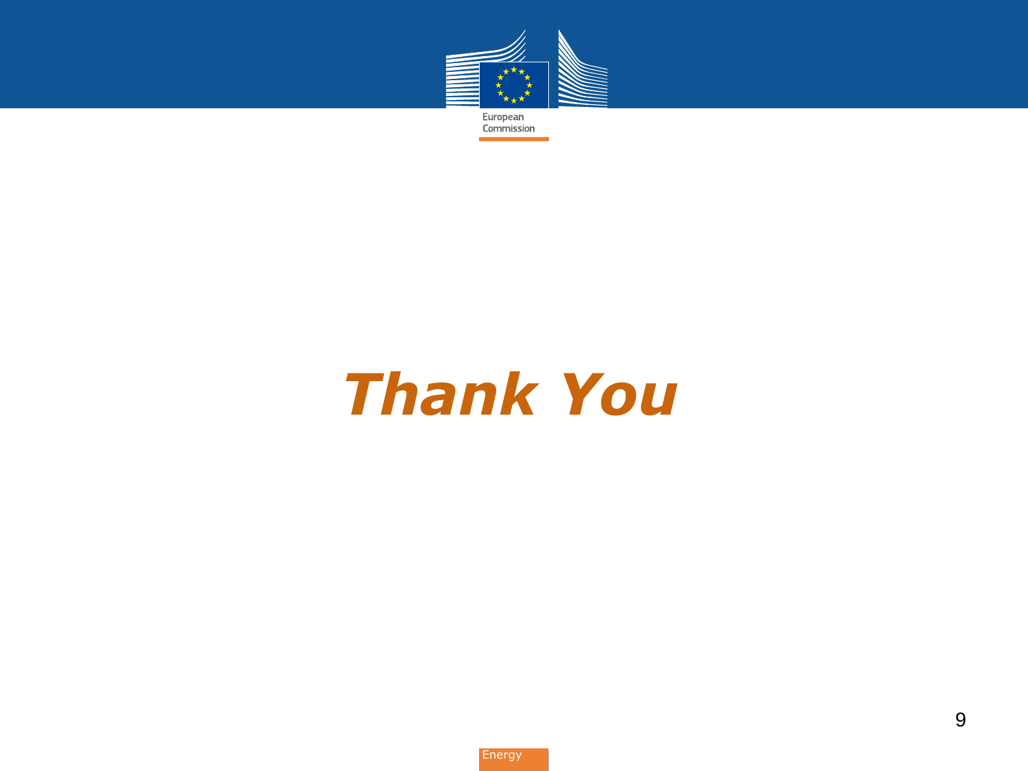# *Thank You*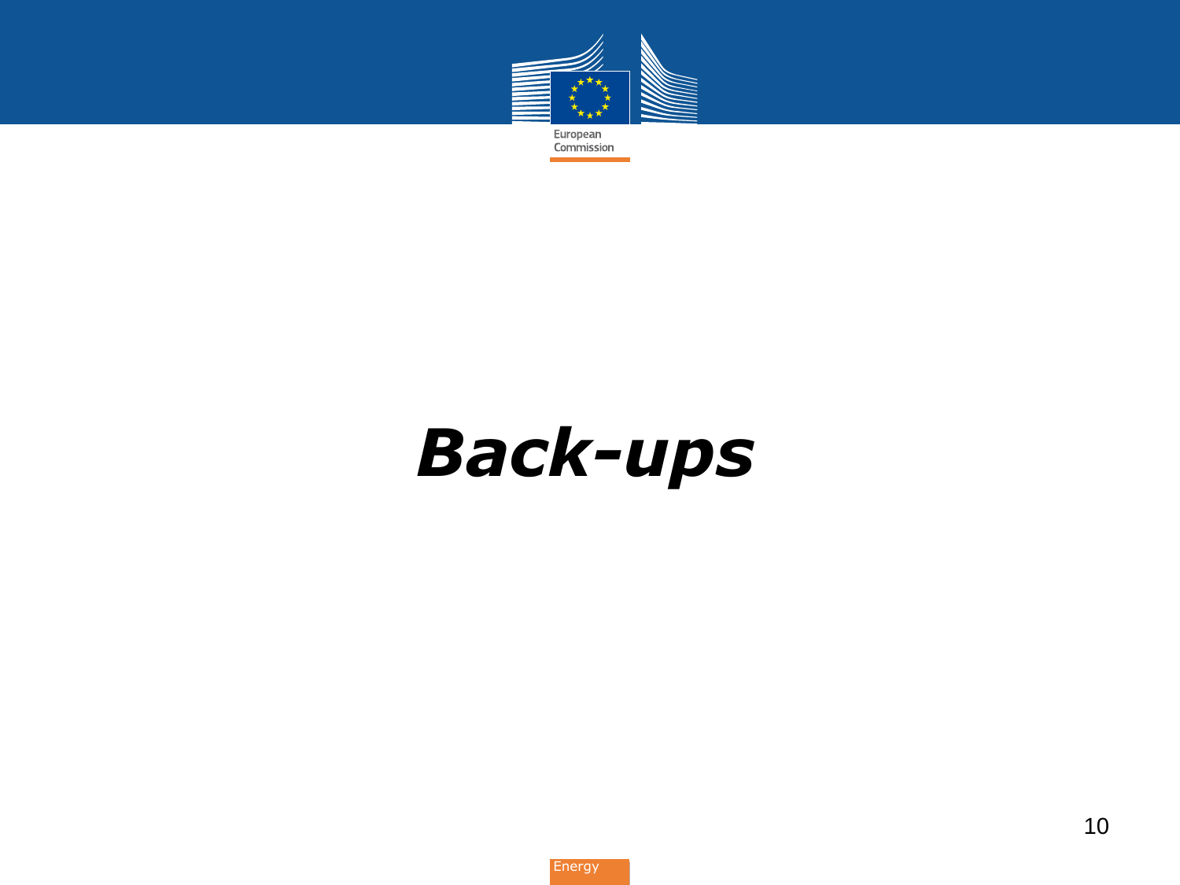# ***Back-ups***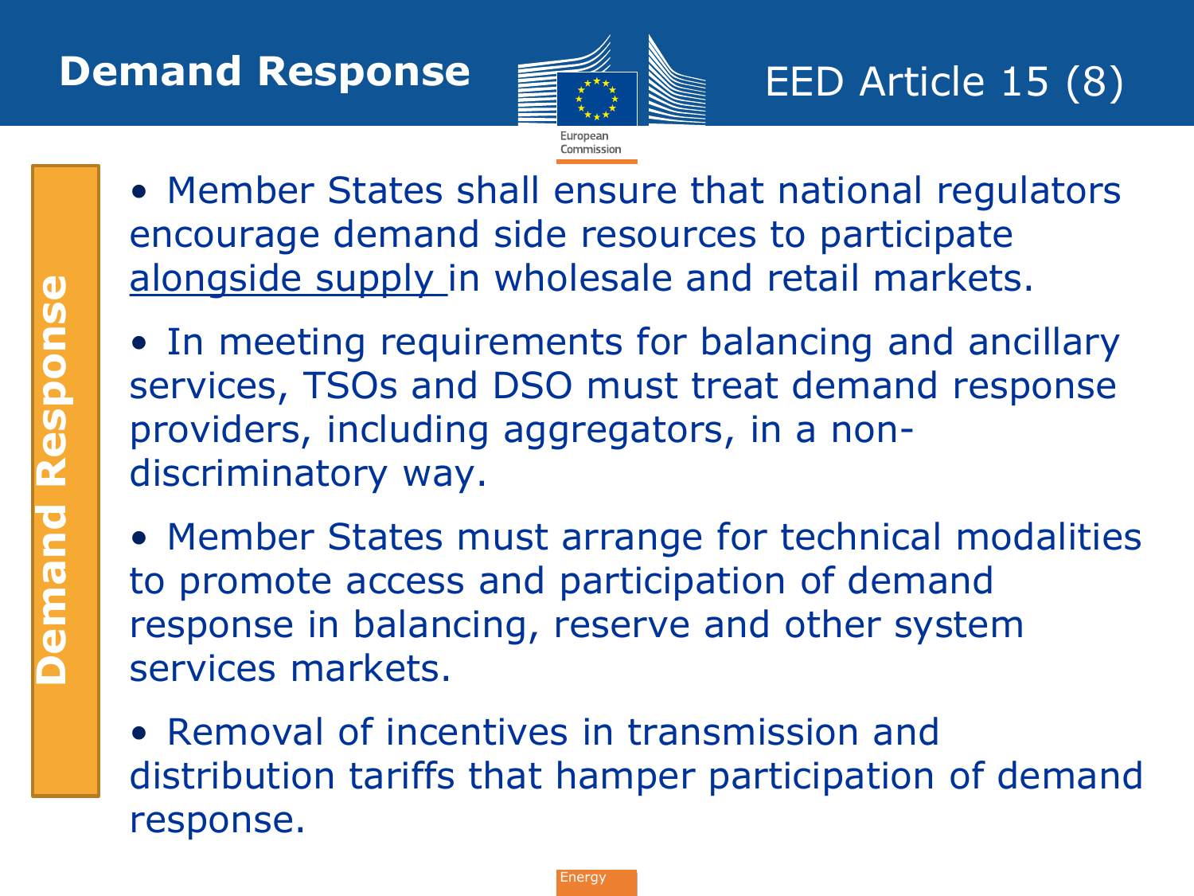# Demand Response

## EED Article 15 (8)

- Member States shall ensure that national regulators encourage demand side resources to participate <u>alongside supply</u> in wholesale and retail markets.
- In meeting requirements for balancing and ancillary services, TSOs and DSO must treat demand response providers, including aggregators, in a non-discriminatory way.
- Member States must arrange for technical modalities to promote access and participation of demand response in balancing, reserve and other system services markets.
- Removal of incentives in transmission and distribution tariffs that hamper participation of demand response.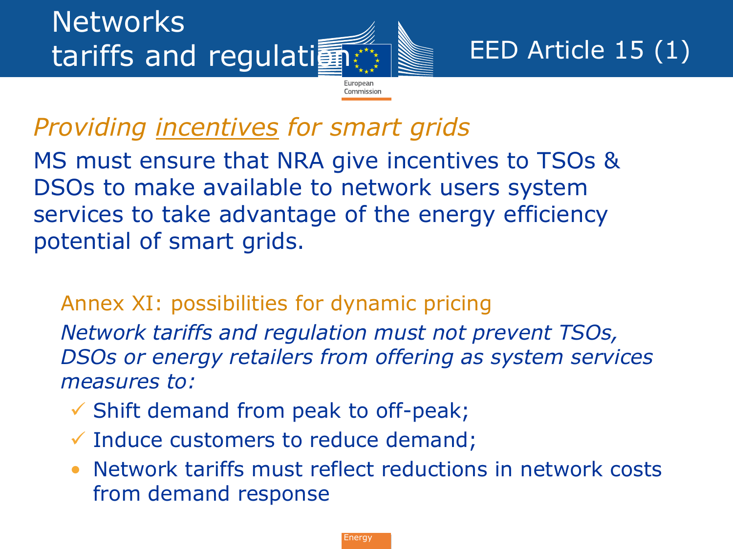# Networks tariffs and regulation

## EED Article 15 (1)

*Providing incentives for smart grids*

MS must ensure that NRA give incentives to TSOs & DSOs to make available to network users system services to take advantage of the energy efficiency potential of smart grids.

### Annex XI: possibilities for dynamic pricing

*Network tariffs and regulation must not prevent TSOs, DSOs or energy retailers from offering as system services measures to:*

- ✓ Shift demand from peak to off-peak;
- ✓ Induce customers to reduce demand;
- Network tariffs must reflect reductions in network costs from demand response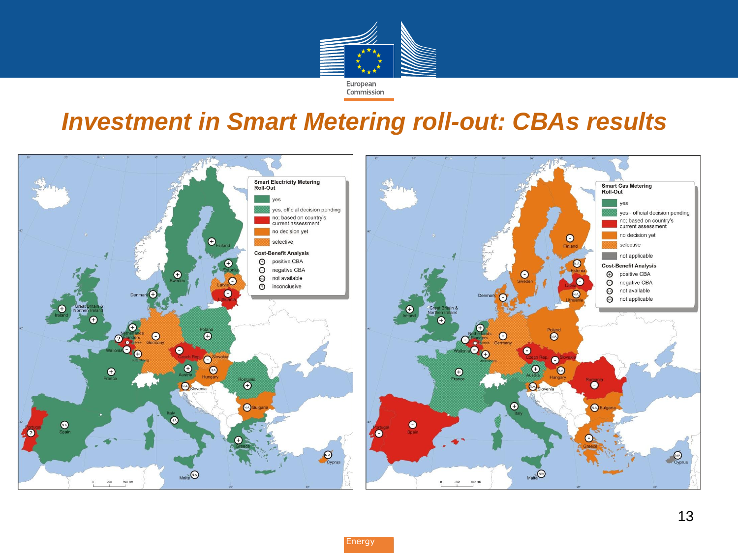# Investment in Smart Metering roll-out: CBAs results

Smart Electricity Metering Roll-Out

- yes
- yes, official decision pending
- no; based on country's current assessment
- no decision yet
- selective

Cost-Benefit Analysis

- positive CBA
- negative CBA
- not available
- inconclusive

Finland, Estonia, Latvia, Lithuania, Sweden, Denmark, Ireland, Great Britain & Northern Ireland, Netherlands, Flanders, Brussels, Wallonia, Luxembourg, Germany, Poland, Czech Rep., Slovakia, Austria, Hungary, Romania, Slovenia, France, Bulgaria, Italy, Portugal, Spain, Greece, Cyprus, Malta

0 200 400 km

Smart Gas Metering Roll-Out

- yes
- yes - official decision pending
- no; based on country's current assessment
- no decision yet
- selective
- not applicable

Cost-Benefit Analysis

- positive CBA
- negative CBA
- not available
- not applicable

Finland, Estonia, Latvia, Lithuania, Sweden, Denmark, Ireland, Great Britain & Northern Ireland, Netherlands, Flanders, Brussels, Wallonia, Luxembourg, Germany, Poland, Czech Rep., Slovakia, Austria, Hungary, Romania, Slovenia, France, Bulgaria, Italy, Portugal, Spain, Greece, Cyprus, Malta

0 200 400 km